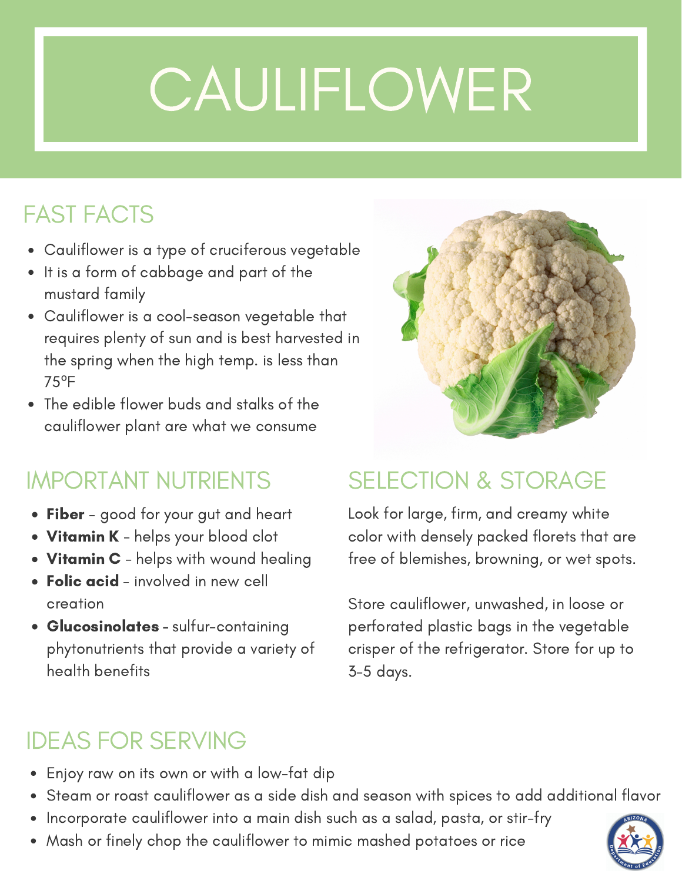# CAULIFLOWER

## FAST FACTS

- Cauliflower is a type of cruciferous vegetable
- It is a form of cabbage and part of the mustard family
- Cauliflower is a cool-season vegetable that requires plenty of sun and is best harvested in the spring when the high temp. is less than 75°F
- The edible flower buds and stalks of the cauliflower plant are what we consume

## IMPORTANT NUTRIENTS

- **Fiber** - good for your gut and heart
- **Vitamin K** - helps your blood clot
- **Vitamin C** - helps with wound healing
- **Folic acid** - involved in new cell creation
- **Glucosinolates** - sulfur-containing phytonutrients that provide a variety of health benefits

## SELECTION & STORAGE

Look for large, firm, and creamy white color with densely packed florets that are free of blemishes, browning, or wet spots.

Store cauliflower, unwashed, in loose or perforated plastic bags in the vegetable crisper of the refrigerator. Store for up to 3-5 days.

## IDEAS FOR SERVING

- Enjoy raw on its own or with a low-fat dip
- Steam or roast cauliflower as a side dish and season with spices to add additional flavor
- Incorporate cauliflower into a main dish such as a salad, pasta, or stir-fry
- Mash or finely chop the cauliflower to mimic mashed potatoes or rice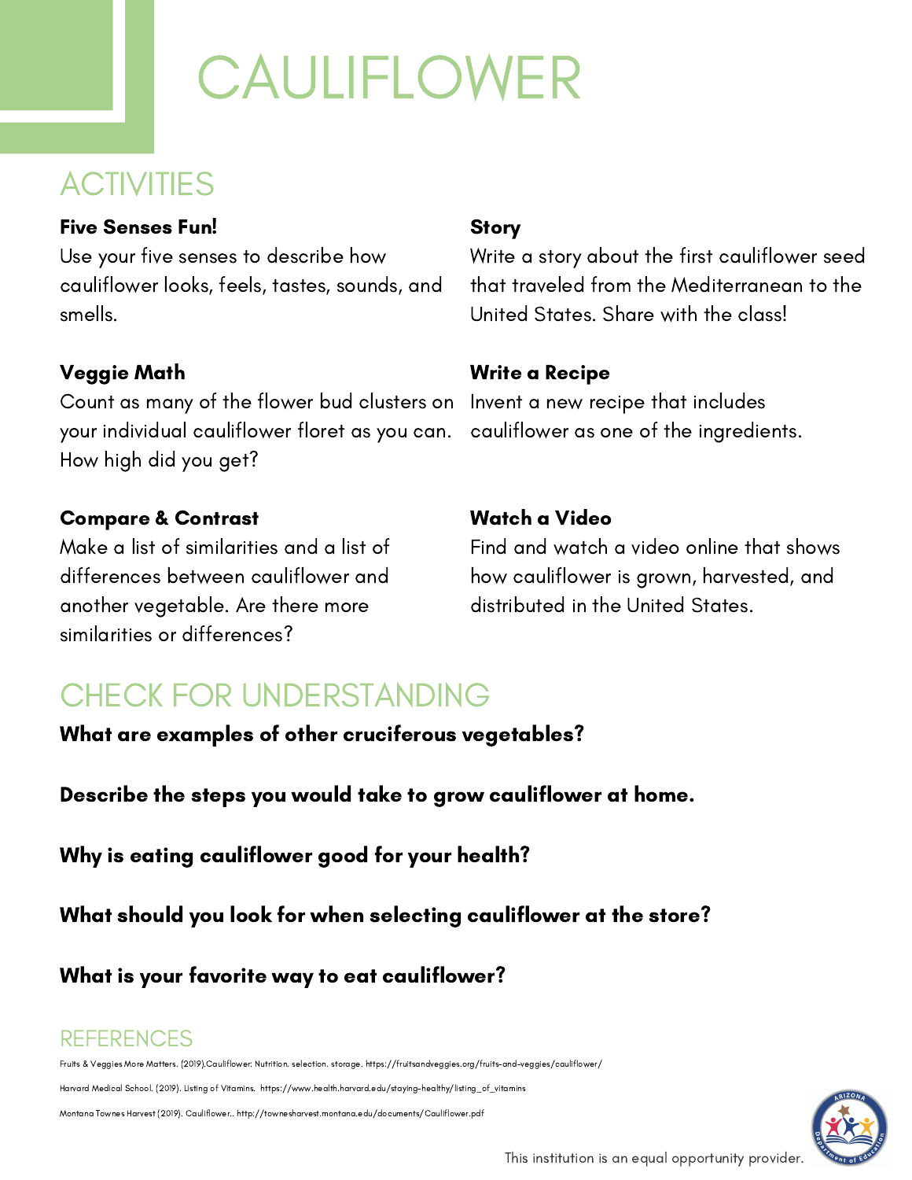# CAULIFLOWER

## ACTIVITIES

**Five Senses Fun!**
Use your five senses to describe how cauliflower looks, feels, tastes, sounds, and smells.

**Veggie Math**
Count as many of the flower bud clusters on your individual cauliflower floret as you can. How high did you get?

**Compare & Contrast**
Make a list of similarities and a list of differences between cauliflower and another vegetable. Are there more similarities or differences?

**Story**
Write a story about the first cauliflower seed that traveled from the Mediterranean to the United States. Share with the class!

**Write a Recipe**
Invent a new recipe that includes cauliflower as one of the ingredients.

**Watch a Video**
Find and watch a video online that shows how cauliflower is grown, harvested, and distributed in the United States.

## CHECK FOR UNDERSTANDING

**What are examples of other cruciferous vegetables?**

**Describe the steps you would take to grow cauliflower at home.**

**Why is eating cauliflower good for your health?**

**What should you look for when selecting cauliflower at the store?**

**What is your favorite way to eat cauliflower?**

## REFERENCES

Fruits & Veggies More Matters. (2019).Cauliflower: Nutrition. selection. storage. https://fruitsandveggies.org/fruits-and-veggies/cauliflower/

Harvard Medical School. (2019). Listing of Vitamins. https://www.health.harvard.edu/staying-healthy/listing_of_vitamins

Montana Townes Harvest (2019). Cauliflower.. http://townesharvest.montana.edu/documents/Cauliflower.pdf

This institution is an equal opportunity provider.